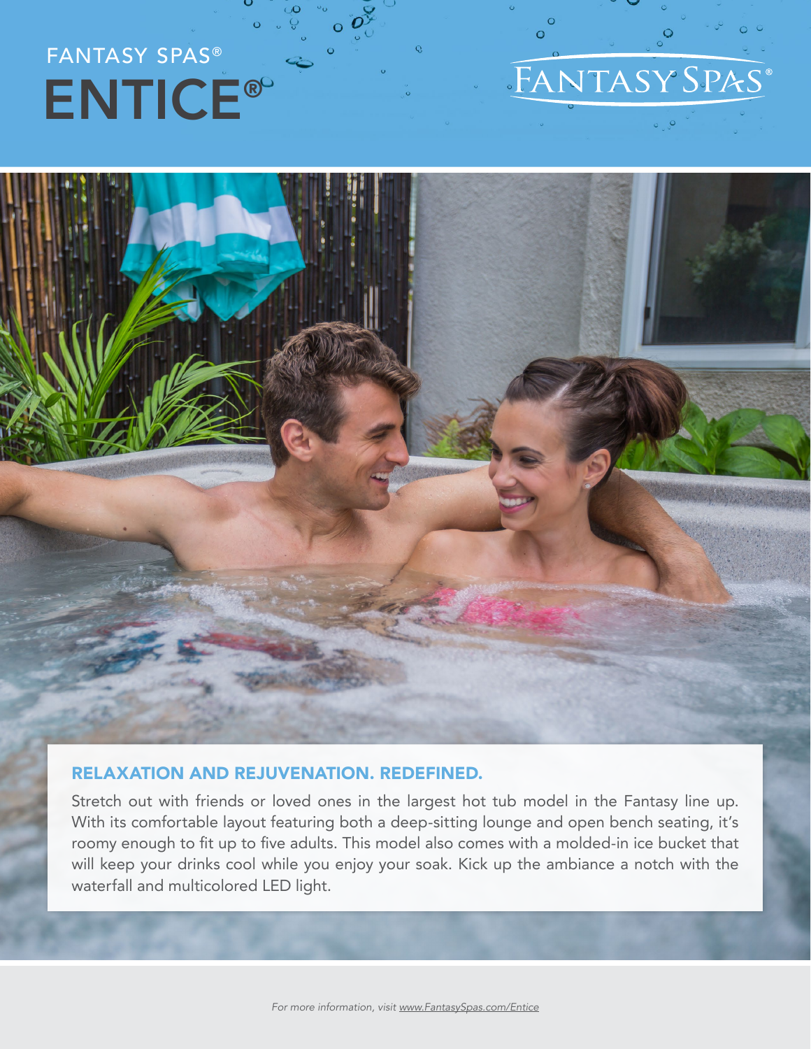FANTASY SPAS®

# ENTICE®

FANTASY SPAS®

## RELAXATION AND REJUVENATION. REDEFINED.

Stretch out with friends or loved ones in the largest hot tub model in the Fantasy line up. With its comfortable layout featuring both a deep-sitting lounge and open bench seating, it's roomy enough to fit up to five adults. This model also comes with a molded-in ice bucket that will keep your drinks cool while you enjoy your soak. Kick up the ambiance a notch with the waterfall and multicolored LED light.

*For more information, visit www.FantasySpas.com/Entice*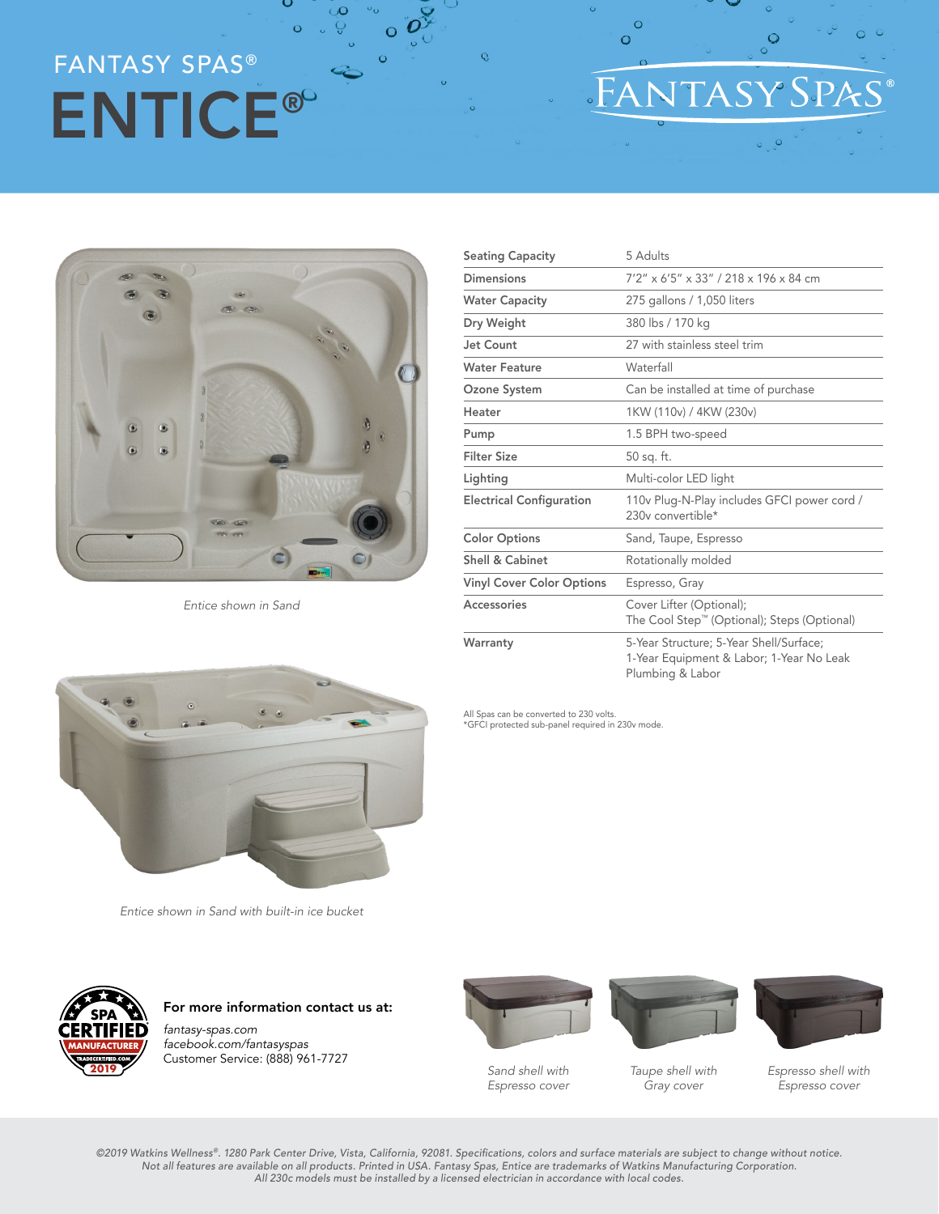FANTASY SPAS®

# ENTICE®

FANTASY SPAS®

| | |
|---|---|
| Seating Capacity | 5 Adults |
| Dimensions | 7'2" x 6'5" x 33" / 218 x 196 x 84 cm |
| Water Capacity | 275 gallons / 1,050 liters |
| Dry Weight | 380 lbs / 170 kg |
| Jet Count | 27 with stainless steel trim |
| Water Feature | Waterfall |
| Ozone System | Can be installed at time of purchase |
| Heater | 1KW (110v) / 4KW (230v) |
| Pump | 1.5 BPH two-speed |
| Filter Size | 50 sq. ft. |
| Lighting | Multi-color LED light |
| Electrical Configuration | 110v Plug-N-Play includes GFCI power cord / 230v convertible* |
| Color Options | Sand, Taupe, Espresso |
| Shell & Cabinet | Rotationally molded |
| Vinyl Cover Color Options | Espresso, Gray |
| Accessories | Cover Lifter (Optional); The Cool Step™ (Optional); Steps (Optional) |
| Warranty | 5-Year Structure; 5-Year Shell/Surface; 1-Year Equipment & Labor; 1-Year No Leak Plumbing & Labor |

All Spas can be converted to 230 volts.
*GFCI protected sub-panel required in 230v mode.

*Entice shown in Sand*

*Entice shown in Sand with built-in ice bucket*

SPA CERTIFIED MANUFACTURER TRADECERTIFIED.COM 2019

**For more information contact us at:**

*fantasy-spas.com*
*facebook.com/fantasyspas*
Customer Service: (888) 961-7727

*Sand shell with Espresso cover*

*Taupe shell with Gray cover*

*Espresso shell with Espresso cover*

*©2019 Watkins Wellness®. 1280 Park Center Drive, Vista, California, 92081. Specifications, colors and surface materials are subject to change without notice. Not all features are available on all products. Printed in USA. Fantasy Spas, Entice are trademarks of Watkins Manufacturing Corporation. All 230c models must be installed by a licensed electrician in accordance with local codes.*